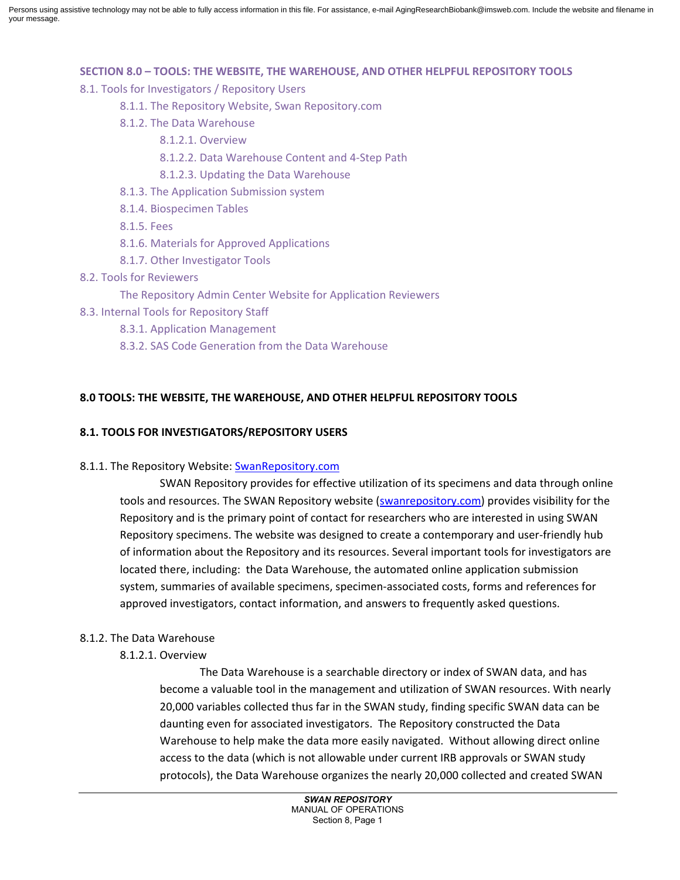Persons using assistive technology may not be able to fully access information in this file. For assistance, e-mail AgingResearchBiobank@imsweb.com. Include the website and filename in your message.

**SECTION 8.0 – TOOLS: THE WEBSITE, THE WAREHOUSE, AND OTHER HELPFUL REPOSITORY TOOLS**

- 8.1. Tools for Investigators / Repository Users
  - 8.1.1. The Repository Website, Swan Repository.com
  - 8.1.2. The Data Warehouse
    - 8.1.2.1. Overview
    - 8.1.2.2. Data Warehouse Content and 4-Step Path
    - 8.1.2.3. Updating the Data Warehouse
  - 8.1.3. The Application Submission system
  - 8.1.4. Biospecimen Tables
  - 8.1.5. Fees
  - 8.1.6. Materials for Approved Applications
  - 8.1.7. Other Investigator Tools
- 8.2. Tools for Reviewers
  - The Repository Admin Center Website for Application Reviewers
- 8.3. Internal Tools for Repository Staff
  - 8.3.1. Application Management
  - 8.3.2. SAS Code Generation from the Data Warehouse

# 8.0 TOOLS: THE WEBSITE, THE WAREHOUSE, AND OTHER HELPFUL REPOSITORY TOOLS

## 8.1. TOOLS FOR INVESTIGATORS/REPOSITORY USERS

### 8.1.1. The Repository Website: SwanRepository.com

SWAN Repository provides for effective utilization of its specimens and data through online tools and resources. The SWAN Repository website (swanrepository.com) provides visibility for the Repository and is the primary point of contact for researchers who are interested in using SWAN Repository specimens. The website was designed to create a contemporary and user-friendly hub of information about the Repository and its resources. Several important tools for investigators are located there, including: the Data Warehouse, the automated online application submission system, summaries of available specimens, specimen-associated costs, forms and references for approved investigators, contact information, and answers to frequently asked questions.

### 8.1.2. The Data Warehouse

#### 8.1.2.1. Overview

The Data Warehouse is a searchable directory or index of SWAN data, and has become a valuable tool in the management and utilization of SWAN resources. With nearly 20,000 variables collected thus far in the SWAN study, finding specific SWAN data can be daunting even for associated investigators. The Repository constructed the Data Warehouse to help make the data more easily navigated. Without allowing direct online access to the data (which is not allowable under current IRB approvals or SWAN study protocols), the Data Warehouse organizes the nearly 20,000 collected and created SWAN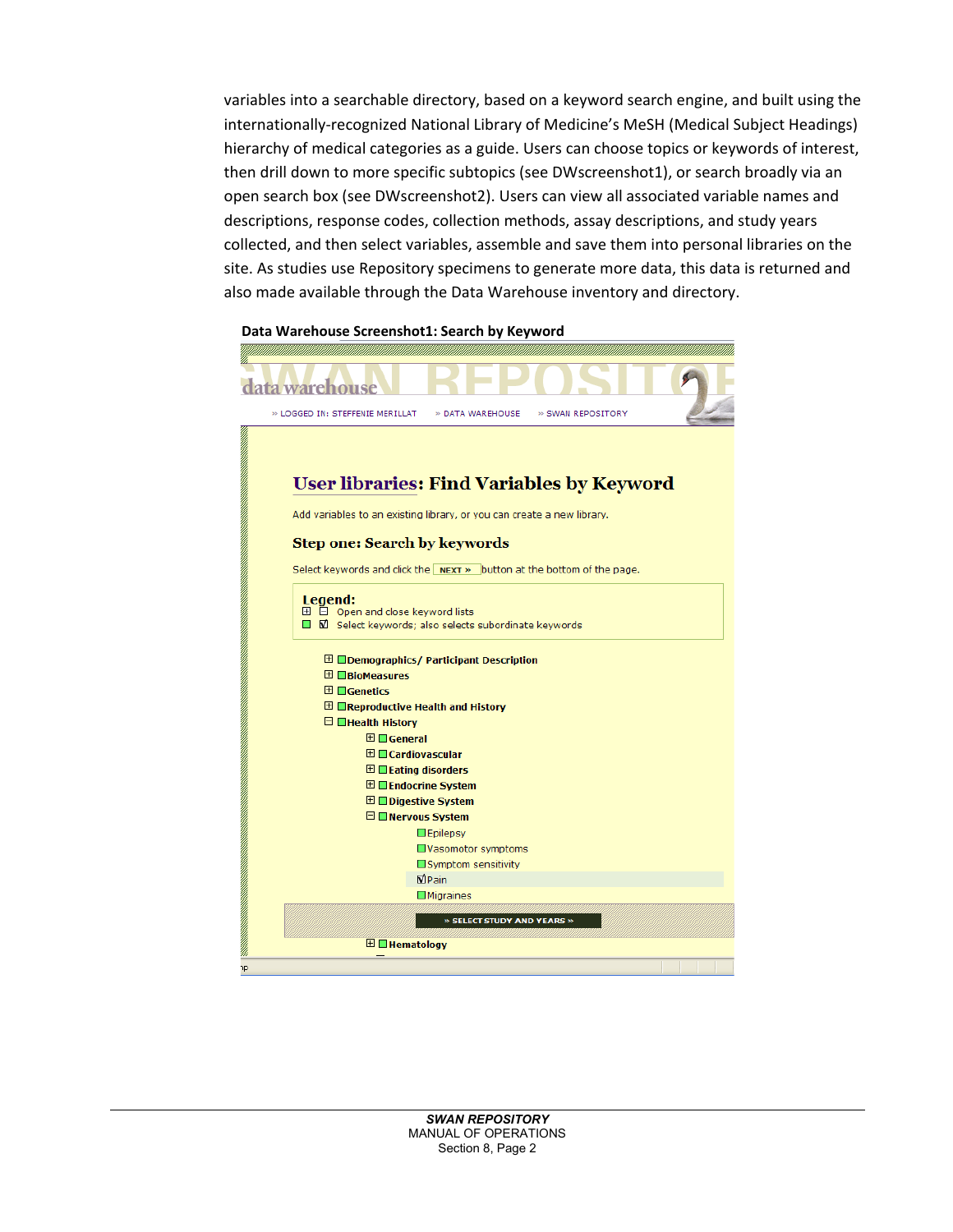variables into a searchable directory, based on a keyword search engine, and built using the internationally-recognized National Library of Medicine's MeSH (Medical Subject Headings) hierarchy of medical categories as a guide. Users can choose topics or keywords of interest, then drill down to more specific subtopics (see DWscreenshot1), or search broadly via an open search box (see DWscreenshot2). Users can view all associated variable names and descriptions, response codes, collection methods, assay descriptions, and study years collected, and then select variables, assemble and save them into personal libraries on the site. As studies use Repository specimens to generate more data, this data is returned and also made available through the Data Warehouse inventory and directory.

**Data Warehouse Screenshot1: Search by Keyword**

data warehouse SWAN REPOSITORY

» LOGGED IN: STEFFENIE MERILLAT » DATA WAREHOUSE » SWAN REPOSITORY

## User libraries: Find Variables by Keyword

Add variables to an existing library, or you can create a new library.

### Step one: Search by keywords

Select keywords and click the NEXT » button at the bottom of the page.

**Legend:**
- ⊞ ⊟ Open and close keyword lists
- ☐ ☑ Select keywords; also selects subordinate keywords

- ⊞ Demographics/ Participant Description
- ⊞ BioMeasures
- ⊞ Genetics
- ⊞ Reproductive Health and History
- ⊟ Health History
  - ⊞ General
  - ⊞ Cardiovascular
  - ⊞ Eating disorders
  - ⊞ Endocrine System
  - ⊞ Digestive System
  - ⊟ Nervous System
    - Epilepsy
    - Vasomotor symptoms
    - Symptom sensitivity
    - ☑ Pain
    - Migraines
  - ⊞ Hematology

» SELECT STUDY AND YEARS »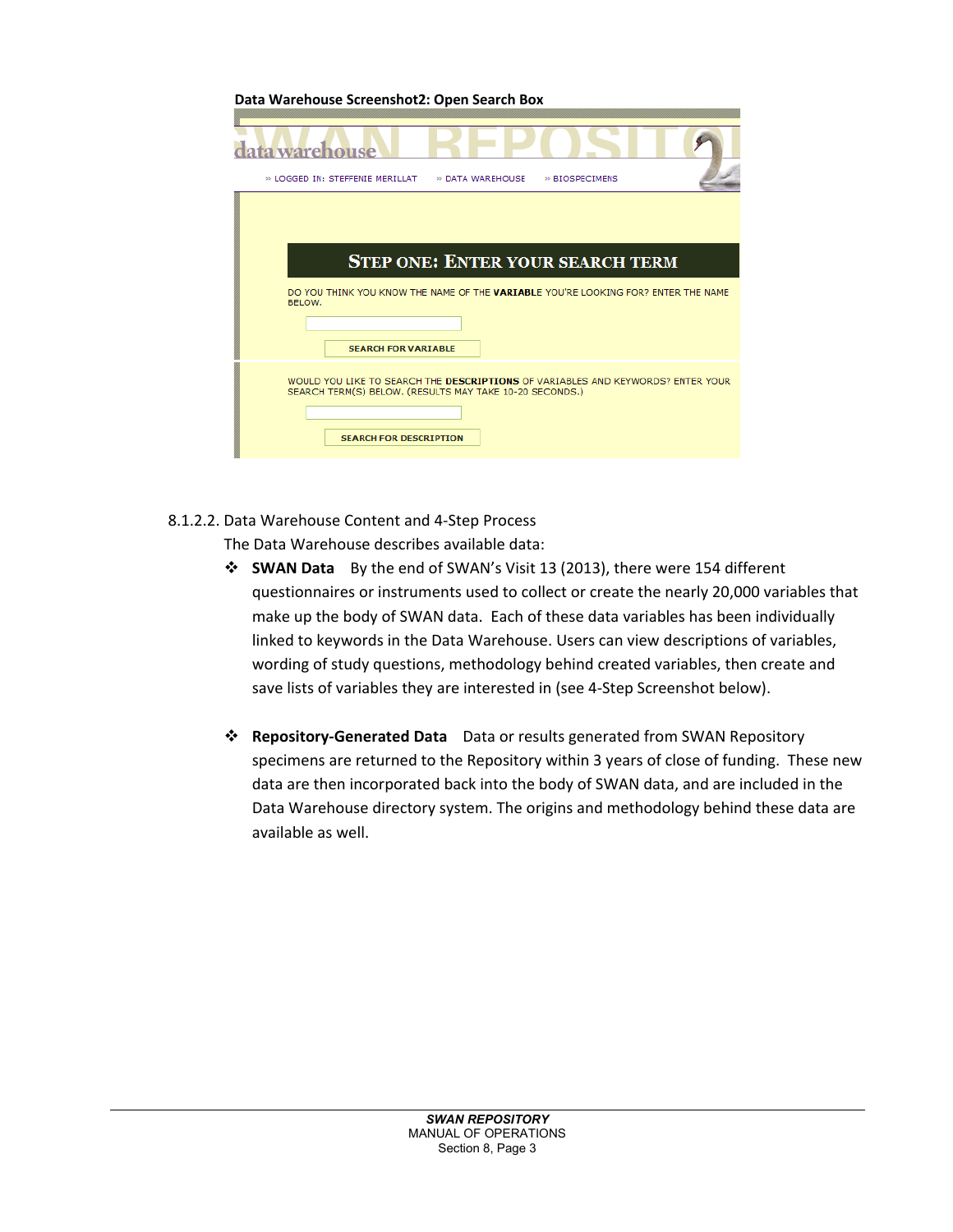**Data Warehouse Screenshot2: Open Search Box**

data warehouse

» LOGGED IN: STEFFENIE MERILLAT » DATA WAREHOUSE » BIOSPECIMENS

STEP ONE: ENTER YOUR SEARCH TERM

DO YOU THINK YOU KNOW THE NAME OF THE **VARIABLE** YOU'RE LOOKING FOR? ENTER THE NAME BELOW.

SEARCH FOR VARIABLE

WOULD YOU LIKE TO SEARCH THE **DESCRIPTIONS** OF VARIABLES AND KEYWORDS? ENTER YOUR SEARCH TERM(S) BELOW. (RESULTS MAY TAKE 10-20 SECONDS.)

SEARCH FOR DESCRIPTION

8.1.2.2. Data Warehouse Content and 4-Step Process

The Data Warehouse describes available data:

- **SWAN Data** By the end of SWAN's Visit 13 (2013), there were 154 different questionnaires or instruments used to collect or create the nearly 20,000 variables that make up the body of SWAN data. Each of these data variables has been individually linked to keywords in the Data Warehouse. Users can view descriptions of variables, wording of study questions, methodology behind created variables, then create and save lists of variables they are interested in (see 4-Step Screenshot below).

- **Repository-Generated Data** Data or results generated from SWAN Repository specimens are returned to the Repository within 3 years of close of funding. These new data are then incorporated back into the body of SWAN data, and are included in the Data Warehouse directory system. The origins and methodology behind these data are available as well.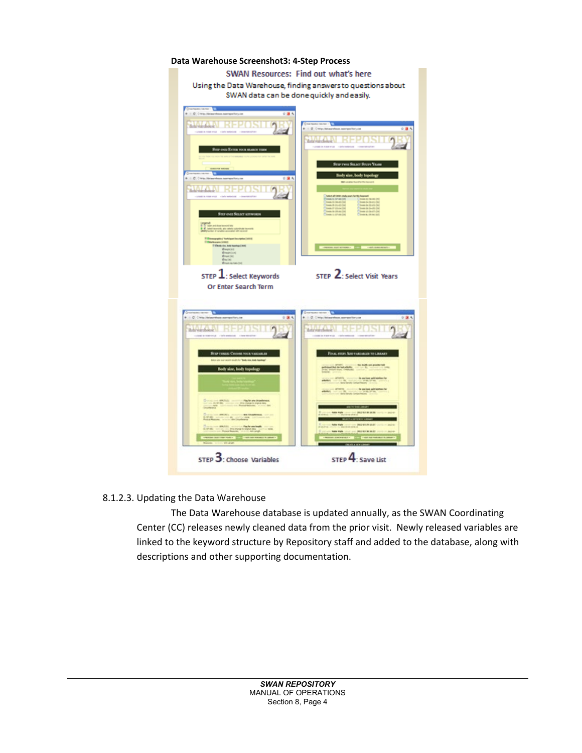**Data Warehouse Screenshot3: 4-Step Process**

SWAN Resources: Find out what's here

Using the Data Warehouse, finding answers to questions about SWAN data can be done quickly and easily.

STEP 1: Select Keywords Or Enter Search Term

STEP 2: Select Visit Years

STEP 3: Choose Variables

STEP 4: Save List

8.1.2.3. Updating the Data Warehouse

The Data Warehouse database is updated annually, as the SWAN Coordinating Center (CC) releases newly cleaned data from the prior visit. Newly released variables are linked to the keyword structure by Repository staff and added to the database, along with descriptions and other supporting documentation.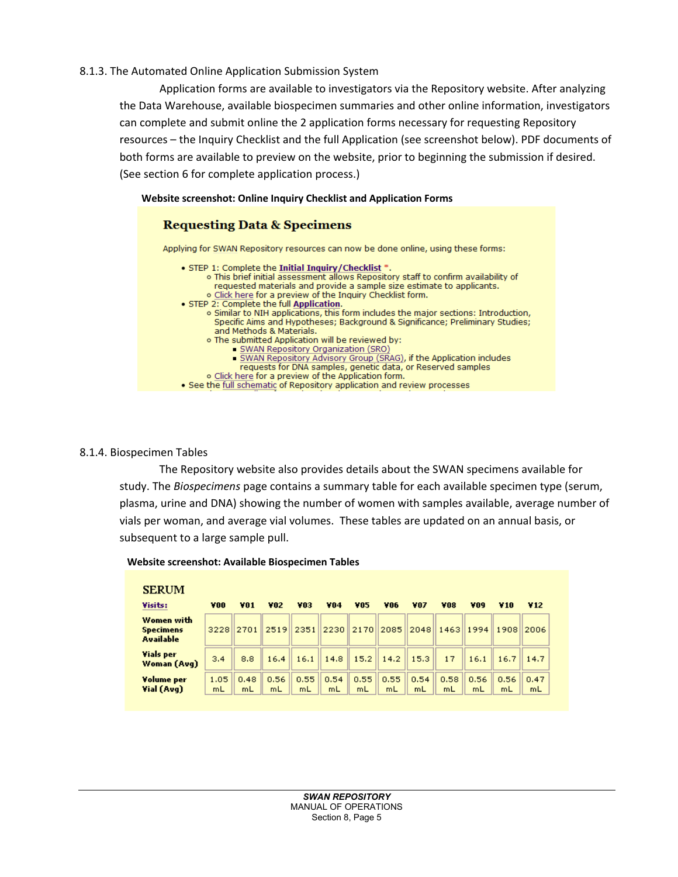8.1.3. The Automated Online Application Submission System

Application forms are available to investigators via the Repository website. After analyzing the Data Warehouse, available biospecimen summaries and other online information, investigators can complete and submit online the 2 application forms necessary for requesting Repository resources – the Inquiry Checklist and the full Application (see screenshot below). PDF documents of both forms are available to preview on the website, prior to beginning the submission if desired. (See section 6 for complete application process.)

**Website screenshot: Online Inquiry Checklist and Application Forms**

## Requesting Data & Specimens

Applying for SWAN Repository resources can now be done online, using these forms:

- STEP 1: Complete the **Initial Inquiry/Checklist** *.
  - This brief initial assessment allows Repository staff to confirm availability of requested materials and provide a sample size estimate to applicants.
  - Click here for a preview of the Inquiry Checklist form.
- STEP 2: Complete the full **Application**.
  - Similar to NIH applications, this form includes the major sections: Introduction, Specific Aims and Hypotheses; Background & Significance; Preliminary Studies; and Methods & Materials.
  - The submitted Application will be reviewed by:
    - SWAN Repository Organization (SRO)
    - SWAN Repository Advisory Group (SRAG), if the Application includes requests for DNA samples, genetic data, or Reserved samples
  - Click here for a preview of the Application form.
- See the full schematic of Repository application and review processes

8.1.4. Biospecimen Tables

The Repository website also provides details about the SWAN specimens available for study. The *Biospecimens* page contains a summary table for each available specimen type (serum, plasma, urine and DNA) showing the number of women with samples available, average number of vials per woman, and average vial volumes. These tables are updated on an annual basis, or subsequent to a large sample pull.

**Website screenshot: Available Biospecimen Tables**

**SERUM**

| Visits: | V00 | V01 | V02 | V03 | V04 | V05 | V06 | V07 | V08 | V09 | V10 | V12 |
|---|---|---|---|---|---|---|---|---|---|---|---|---|
| Women with Specimens Available | 3228 | 2701 | 2519 | 2351 | 2230 | 2170 | 2085 | 2048 | 1463 | 1994 | 1908 | 2006 |
| Vials per Woman (Avg) | 3.4 | 8.8 | 16.4 | 16.1 | 14.8 | 15.2 | 14.2 | 15.3 | 17 | 16.1 | 16.7 | 14.7 |
| Volume per Vial (Avg) | 1.05 mL | 0.48 mL | 0.56 mL | 0.55 mL | 0.54 mL | 0.55 mL | 0.55 mL | 0.54 mL | 0.58 mL | 0.56 mL | 0.56 mL | 0.47 mL |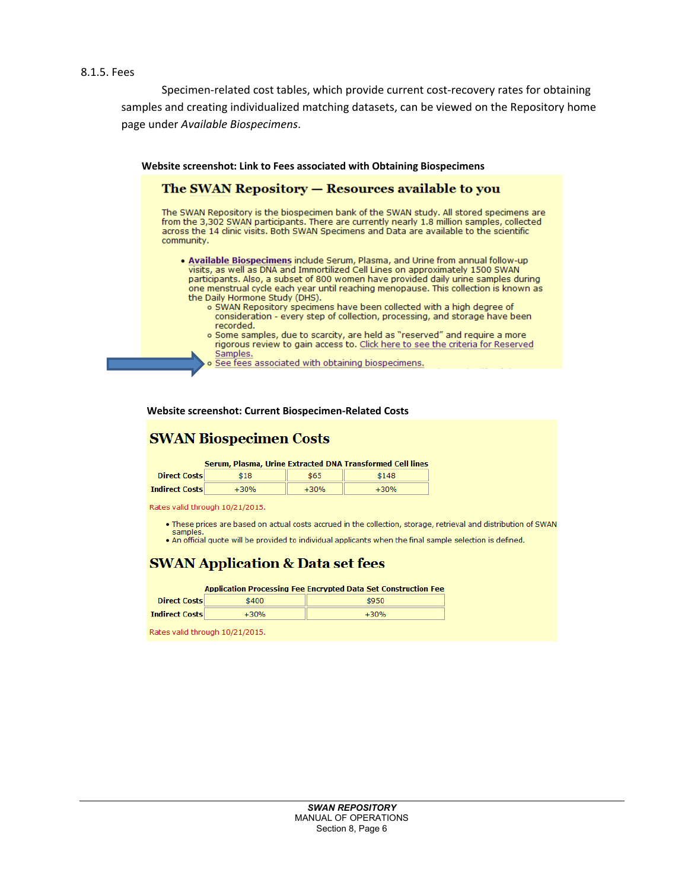8.1.5. Fees

Specimen-related cost tables, which provide current cost-recovery rates for obtaining samples and creating individualized matching datasets, can be viewed on the Repository home page under *Available Biospecimens*.

**Website screenshot: Link to Fees associated with Obtaining Biospecimens**

## The SWAN Repository — Resources available to you

The SWAN Repository is the biospecimen bank of the SWAN study. All stored specimens are from the 3,302 SWAN participants. There are currently nearly 1.8 million samples, collected across the 14 clinic visits. Both SWAN Specimens and Data are available to the scientific community.

- **Available Biospecimens** include Serum, Plasma, and Urine from annual follow-up visits, as well as DNA and Immortilized Cell Lines on approximately 1500 SWAN participants. Also, a subset of 800 women have provided daily urine samples during one menstrual cycle each year until reaching menopause. This collection is known as the Daily Hormone Study (DHS).
  - SWAN Repository specimens have been collected with a high degree of consideration - every step of collection, processing, and storage have been recorded.
  - Some samples, due to scarcity, are held as "reserved" and require a more rigorous review to gain access to. Click here to see the criteria for Reserved Samples.
  - See fees associated with obtaining biospecimens.

**Website screenshot: Current Biospecimen-Related Costs**

## SWAN Biospecimen Costs

| | Serum, Plasma, Urine | Extracted DNA | Transformed Cell lines |
|---|---|---|---|
| **Direct Costs** | $18 | $65 | $148 |
| **Indirect Costs** | +30% | +30% | +30% |

Rates valid through 10/21/2015.

- These prices are based on actual costs accrued in the collection, storage, retrieval and distribution of SWAN samples.
- An official quote will be provided to individual applicants when the final sample selection is defined.

## SWAN Application & Data set fees

| | Application Processing Fee | Encrypted Data Set Construction Fee |
|---|---|---|
| **Direct Costs** | $400 | $950 |
| **Indirect Costs** | +30% | +30% |

Rates valid through 10/21/2015.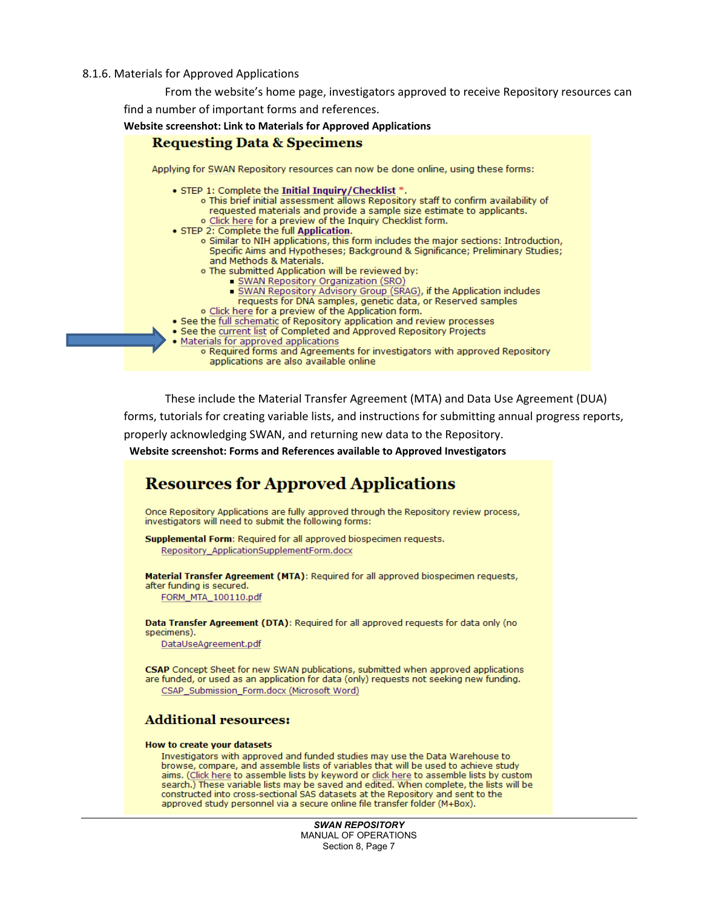8.1.6. Materials for Approved Applications

From the website's home page, investigators approved to receive Repository resources can find a number of important forms and references.

**Website screenshot: Link to Materials for Approved Applications**

## Requesting Data & Specimens

Applying for SWAN Repository resources can now be done online, using these forms:

- STEP 1: Complete the **Initial Inquiry/Checklist** *.
  - This brief initial assessment allows Repository staff to confirm availability of requested materials and provide a sample size estimate to applicants.
  - Click here for a preview of the Inquiry Checklist form.
- STEP 2: Complete the full **Application**.
  - Similar to NIH applications, this form includes the major sections: Introduction, Specific Aims and Hypotheses; Background & Significance; Preliminary Studies; and Methods & Materials.
  - The submitted Application will be reviewed by:
    - SWAN Repository Organization (SRO)
    - SWAN Repository Advisory Group (SRAG), if the Application includes requests for DNA samples, genetic data, or Reserved samples
  - Click here for a preview of the Application form.
- See the full schematic of Repository application and review processes
- See the current list of Completed and Approved Repository Projects
- Materials for approved applications
  - Required forms and Agreements for investigators with approved Repository applications are also available online

These include the Material Transfer Agreement (MTA) and Data Use Agreement (DUA) forms, tutorials for creating variable lists, and instructions for submitting annual progress reports, properly acknowledging SWAN, and returning new data to the Repository.

**Website screenshot: Forms and References available to Approved Investigators**

## Resources for Approved Applications

Once Repository Applications are fully approved through the Repository review process, investigators will need to submit the following forms:

**Supplemental Form**: Required for all approved biospecimen requests.
Repository_ApplicationSupplementForm.docx

**Material Transfer Agreement (MTA)**: Required for all approved biospecimen requests, after funding is secured.
FORM_MTA_100110.pdf

**Data Transfer Agreement (DTA)**: Required for all approved requests for data only (no specimens).
DataUseAgreement.pdf

**CSAP** Concept Sheet for new SWAN publications, submitted when approved applications are funded, or used as an application for data (only) requests not seeking new funding.
CSAP_Submission_Form.docx (Microsoft Word)

### Additional resources:

**How to create your datasets**

Investigators with approved and funded studies may use the Data Warehouse to browse, compare, and assemble lists of variables that will be used to achieve study aims. (Click here to assemble lists by keyword or click here to assemble lists by custom search.) These variable lists may be saved and edited. When complete, the lists will be constructed into cross-sectional SAS datasets at the Repository and sent to the approved study personnel via a secure online file transfer folder (M+Box).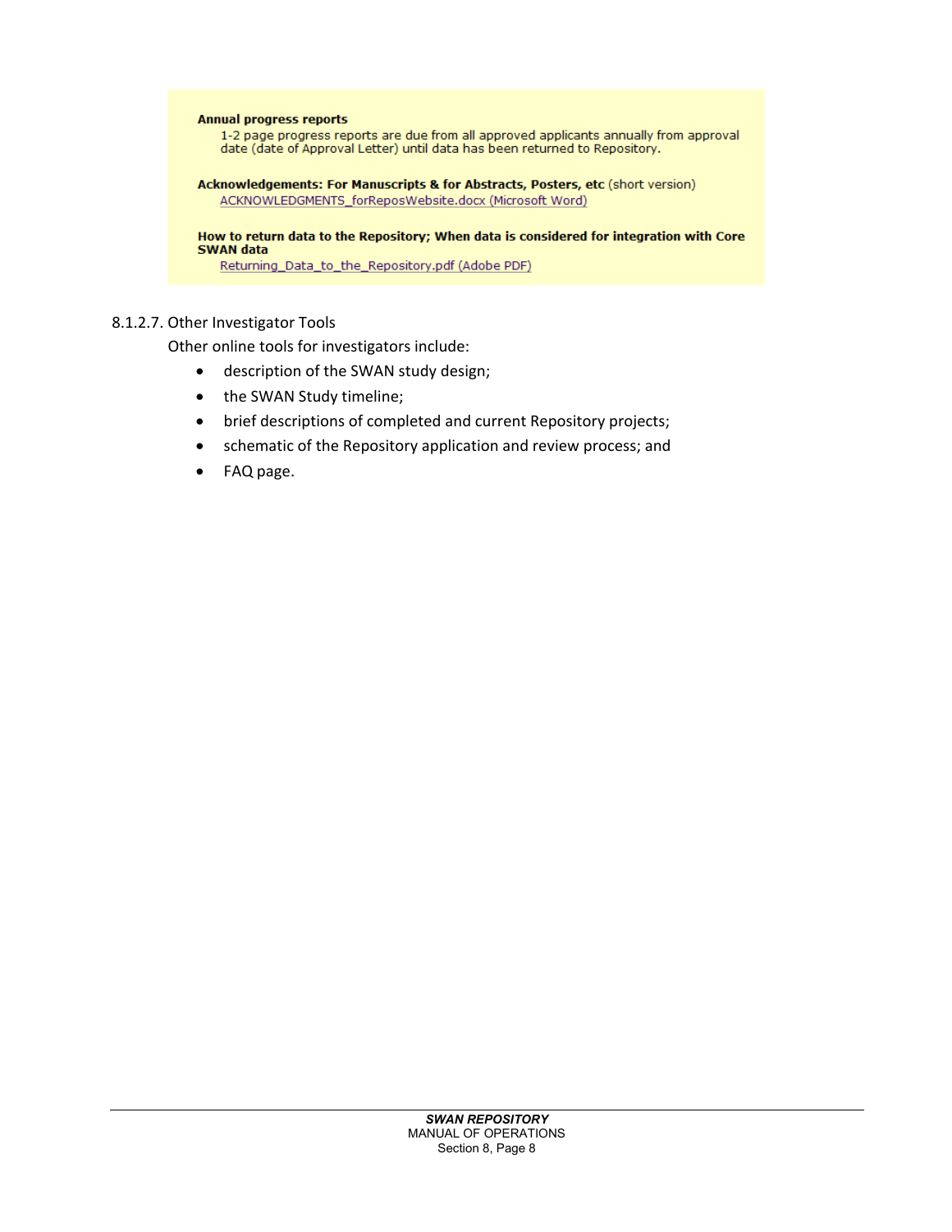**Annual progress reports**

1-2 page progress reports are due from all approved applicants annually from approval date (date of Approval Letter) until data has been returned to Repository.

**Acknowledgements: For Manuscripts & for Abstracts, Posters, etc** (short version)

ACKNOWLEDGMENTS_forReposWebsite.docx (Microsoft Word)

**How to return data to the Repository; When data is considered for integration with Core SWAN data**

Returning_Data_to_the_Repository.pdf (Adobe PDF)

8.1.2.7. Other Investigator Tools

Other online tools for investigators include:

- description of the SWAN study design;
- the SWAN Study timeline;
- brief descriptions of completed and current Repository projects;
- schematic of the Repository application and review process; and
- FAQ page.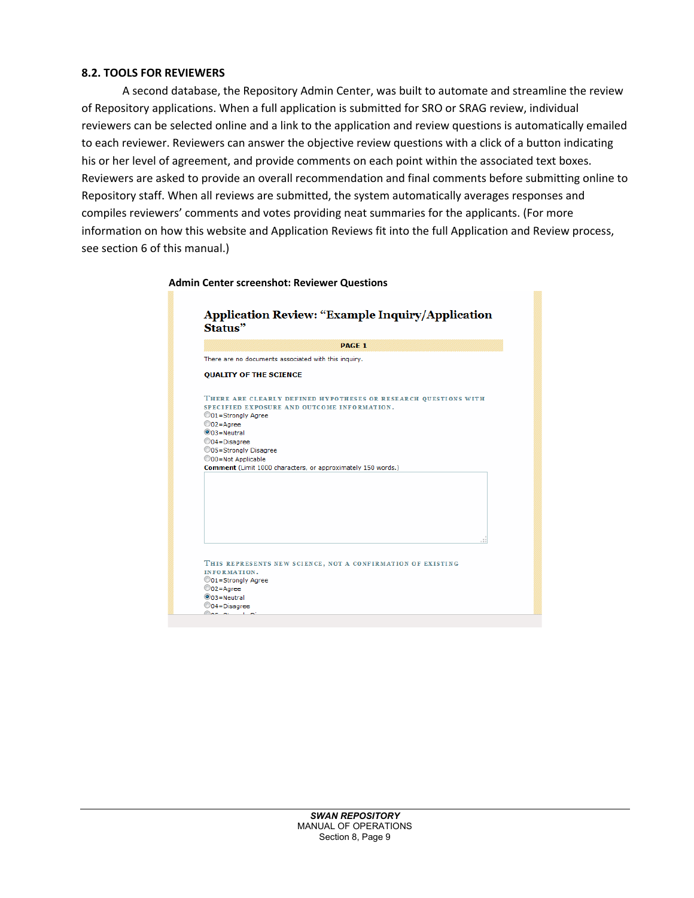### 8.2. TOOLS FOR REVIEWERS

A second database, the Repository Admin Center, was built to automate and streamline the review of Repository applications. When a full application is submitted for SRO or SRAG review, individual reviewers can be selected online and a link to the application and review questions is automatically emailed to each reviewer. Reviewers can answer the objective review questions with a click of a button indicating his or her level of agreement, and provide comments on each point within the associated text boxes. Reviewers are asked to provide an overall recommendation and final comments before submitting online to Repository staff. When all reviews are submitted, the system automatically averages responses and compiles reviewers' comments and votes providing neat summaries for the applicants. (For more information on how this website and Application Reviews fit into the full Application and Review process, see section 6 of this manual.)

**Admin Center screenshot: Reviewer Questions**

**Application Review: "Example Inquiry/Application Status"**

**PAGE 1**

There are no documents associated with this inquiry.

**QUALITY OF THE SCIENCE**

THERE ARE CLEARLY DEFINED HYPOTHESES OR RESEARCH QUESTIONS WITH SPECIFIED EXPOSURE AND OUTCOME INFORMATION.

- 01=Strongly Agree
- 02=Agree
- 03=Neutral
- 04=Disagree
- 05=Strongly Disagree
- 00=Not Applicable

**Comment** (Limit 1000 characters, or approximately 150 words.)

THIS REPRESENTS NEW SCIENCE, NOT A CONFIRMATION OF EXISTING INFORMATION.

- 01=Strongly Agree
- 02=Agree
- 03=Neutral
- 04=Disagree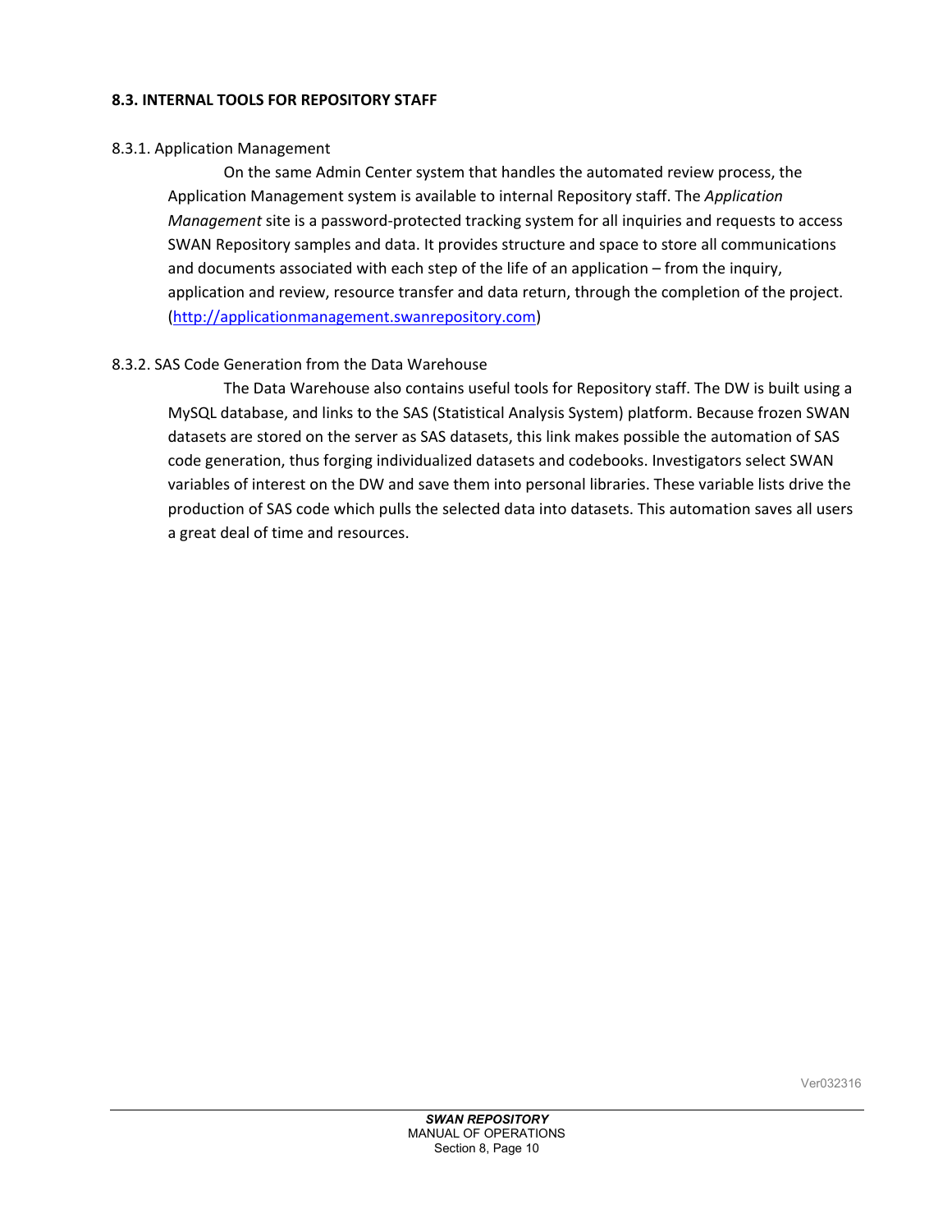**8.3. INTERNAL TOOLS FOR REPOSITORY STAFF**

8.3.1. Application Management

On the same Admin Center system that handles the automated review process, the Application Management system is available to internal Repository staff. The *Application Management* site is a password-protected tracking system for all inquiries and requests to access SWAN Repository samples and data. It provides structure and space to store all communications and documents associated with each step of the life of an application – from the inquiry, application and review, resource transfer and data return, through the completion of the project. ([http://applicationmanagement.swanrepository.com](http://applicationmanagement.swanrepository.com))

8.3.2. SAS Code Generation from the Data Warehouse

The Data Warehouse also contains useful tools for Repository staff. The DW is built using a MySQL database, and links to the SAS (Statistical Analysis System) platform. Because frozen SWAN datasets are stored on the server as SAS datasets, this link makes possible the automation of SAS code generation, thus forging individualized datasets and codebooks. Investigators select SWAN variables of interest on the DW and save them into personal libraries. These variable lists drive the production of SAS code which pulls the selected data into datasets. This automation saves all users a great deal of time and resources.